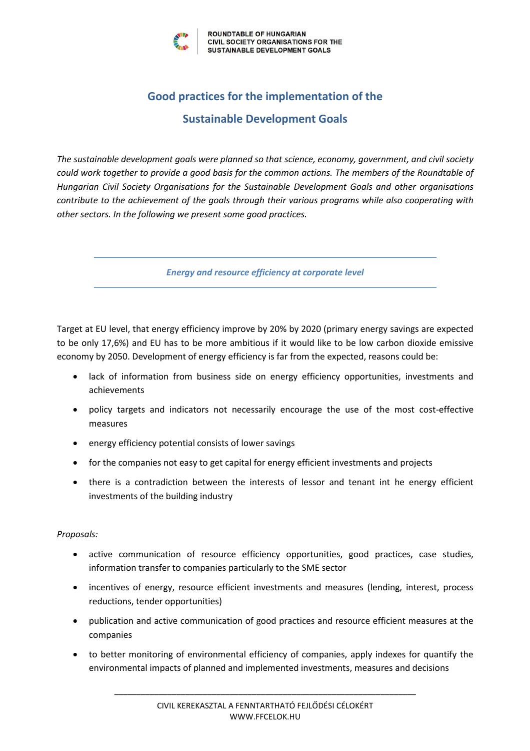ROUNDTABLE OF HUNGARIAN CIVIL SOCIETY ORGANISATIONS FOR THE SUSTAINABLE DEVELOPMENT GOALS

# Good practices for the implementation of the Sustainable Development Goals

*The sustainable development goals were planned so that science, economy, government, and civil society could work together to provide a good basis for the common actions. The members of the Roundtable of Hungarian Civil Society Organisations for the Sustainable Development Goals and other organisations contribute to the achievement of the goals through their various programs while also cooperating with other sectors. In the following we present some good practices.*

## *Energy and resource efficiency at corporate level*

Target at EU level, that energy efficiency improve by 20% by 2020 (primary energy savings are expected to be only 17,6%) and EU has to be more ambitious if it would like to be low carbon dioxide emissive economy by 2050. Development of energy efficiency is far from the expected, reasons could be:

- lack of information from business side on energy efficiency opportunities, investments and achievements
- policy targets and indicators not necessarily encourage the use of the most cost-effective measures
- energy efficiency potential consists of lower savings
- for the companies not easy to get capital for energy efficient investments and projects
- there is a contradiction between the interests of lessor and tenant int he energy efficient investments of the building industry

*Proposals:*

- active communication of resource efficiency opportunities, good practices, case studies, information transfer to companies particularly to the SME sector
- incentives of energy, resource efficient investments and measures (lending, interest, process reductions, tender opportunities)
- publication and active communication of good practices and resource efficient measures at the companies
- to better monitoring of environmental efficiency of companies, apply indexes for quantify the environmental impacts of planned and implemented investments, measures and decisions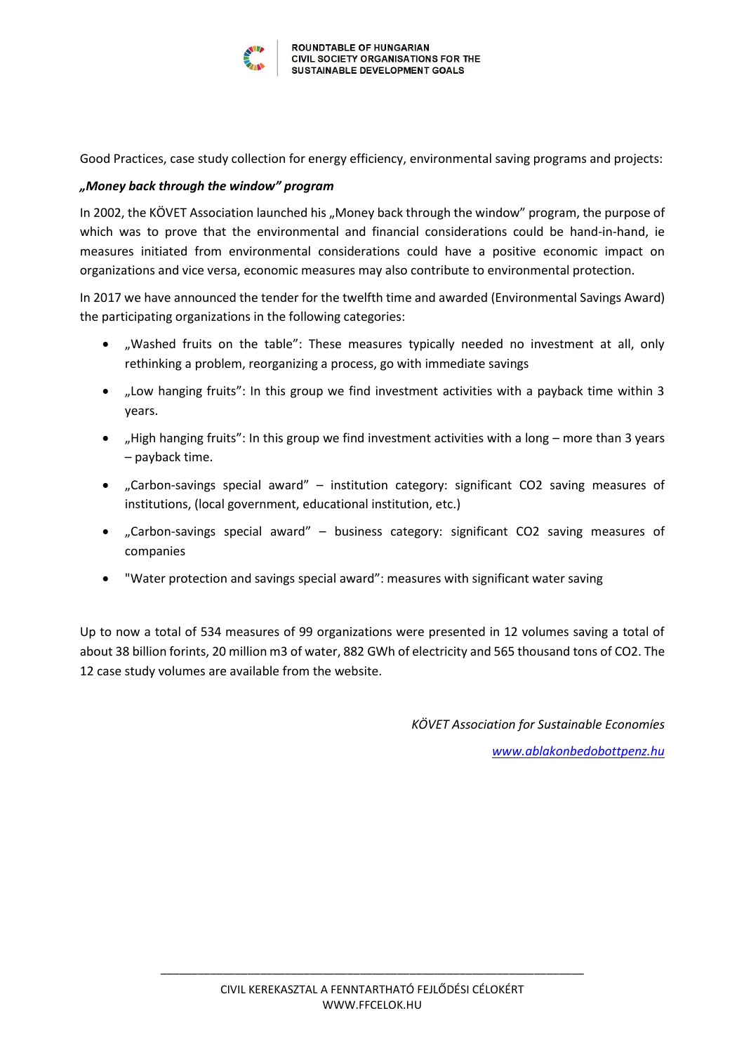Good Practices, case study collection for energy efficiency, environmental saving programs and projects:

***„Money back through the window" program***

In 2002, the KÖVET Association launched his „Money back through the window" program, the purpose of which was to prove that the environmental and financial considerations could be hand-in-hand, ie measures initiated from environmental considerations could have a positive economic impact on organizations and vice versa, economic measures may also contribute to environmental protection.

In 2017 we have announced the tender for the twelfth time and awarded (Environmental Savings Award) the participating organizations in the following categories:

- „Washed fruits on the table": These measures typically needed no investment at all, only rethinking a problem, reorganizing a process, go with immediate savings
- „Low hanging fruits": In this group we find investment activities with a payback time within 3 years.
- „High hanging fruits": In this group we find investment activities with a long – more than 3 years – payback time.
- „Carbon-savings special award" – institution category: significant $CO_2$ saving measures of institutions, (local government, educational institution, etc.)
- „Carbon-savings special award" – business category: significant $CO_2$ saving measures of companies
- "Water protection and savings special award": measures with significant water saving

Up to now a total of 534 measures of 99 organizations were presented in 12 volumes saving a total of about 38 billion forints, 20 million m3 of water, 882 GWh of electricity and 565 thousand tons of $CO_2$. The 12 case study volumes are available from the website.

*KÖVET Association for Sustainable Economíes*

*www.ablakonbedobottpenz.hu*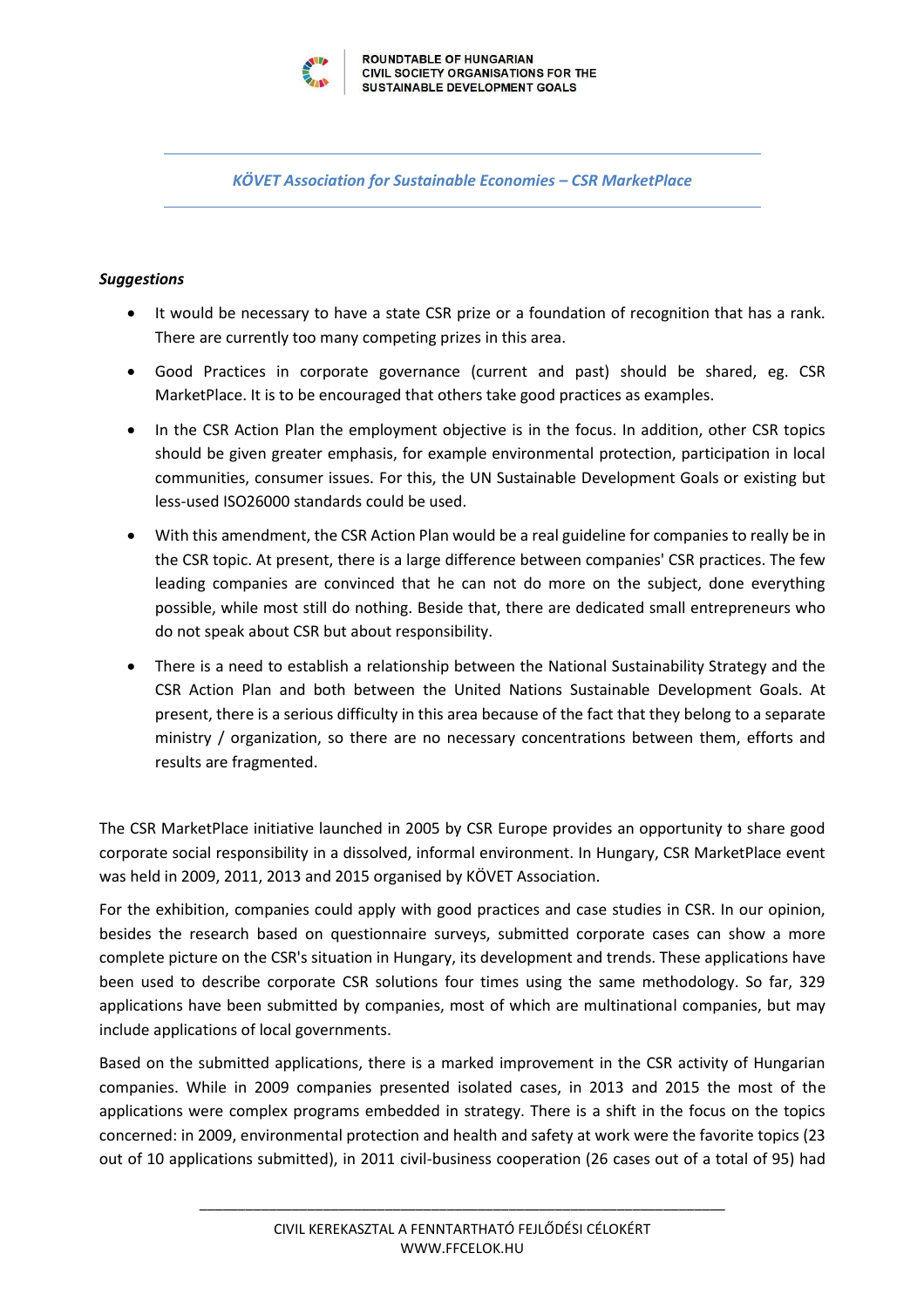*KÖVET Association for Sustainable Economies – CSR MarketPlace*

***Suggestions***

- It would be necessary to have a state CSR prize or a foundation of recognition that has a rank. There are currently too many competing prizes in this area.
- Good Practices in corporate governance (current and past) should be shared, eg. CSR MarketPlace. It is to be encouraged that others take good practices as examples.
- In the CSR Action Plan the employment objective is in the focus. In addition, other CSR topics should be given greater emphasis, for example environmental protection, participation in local communities, consumer issues. For this, the UN Sustainable Development Goals or existing but less-used ISO26000 standards could be used.
- With this amendment, the CSR Action Plan would be a real guideline for companies to really be in the CSR topic. At present, there is a large difference between companies' CSR practices. The few leading companies are convinced that he can not do more on the subject, done everything possible, while most still do nothing. Beside that, there are dedicated small entrepreneurs who do not speak about CSR but about responsibility.
- There is a need to establish a relationship between the National Sustainability Strategy and the CSR Action Plan and both between the United Nations Sustainable Development Goals. At present, there is a serious difficulty in this area because of the fact that they belong to a separate ministry / organization, so there are no necessary concentrations between them, efforts and results are fragmented.

The CSR MarketPlace initiative launched in 2005 by CSR Europe provides an opportunity to share good corporate social responsibility in a dissolved, informal environment. In Hungary, CSR MarketPlace event was held in 2009, 2011, 2013 and 2015 organised by KÖVET Association.

For the exhibition, companies could apply with good practices and case studies in CSR. In our opinion, besides the research based on questionnaire surveys, submitted corporate cases can show a more complete picture on the CSR's situation in Hungary, its development and trends. These applications have been used to describe corporate CSR solutions four times using the same methodology. So far, 329 applications have been submitted by companies, most of which are multinational companies, but may include applications of local governments.

Based on the submitted applications, there is a marked improvement in the CSR activity of Hungarian companies. While in 2009 companies presented isolated cases, in 2013 and 2015 the most of the applications were complex programs embedded in strategy. There is a shift in the focus on the topics concerned: in 2009, environmental protection and health and safety at work were the favorite topics (23 out of 10 applications submitted), in 2011 civil-business cooperation (26 cases out of a total of 95) had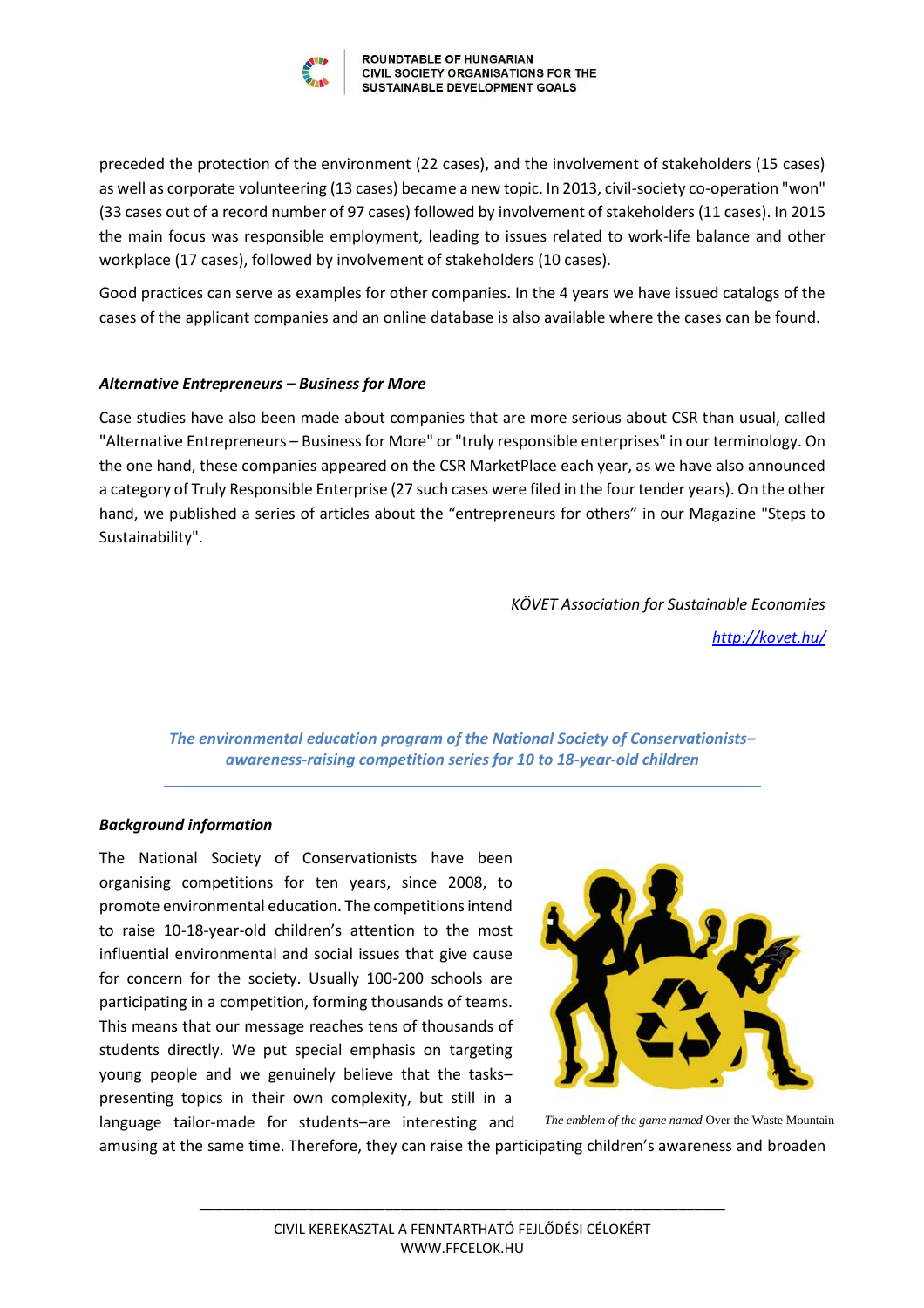preceded the protection of the environment (22 cases), and the involvement of stakeholders (15 cases) as well as corporate volunteering (13 cases) became a new topic. In 2013, civil-society co-operation "won" (33 cases out of a record number of 97 cases) followed by involvement of stakeholders (11 cases). In 2015 the main focus was responsible employment, leading to issues related to work-life balance and other workplace (17 cases), followed by involvement of stakeholders (10 cases).

Good practices can serve as examples for other companies. In the 4 years we have issued catalogs of the cases of the applicant companies and an online database is also available where the cases can be found.

***Alternative Entrepreneurs – Business for More***

Case studies have also been made about companies that are more serious about CSR than usual, called "Alternative Entrepreneurs – Business for More" or "truly responsible enterprises" in our terminology. On the one hand, these companies appeared on the CSR MarketPlace each year, as we have also announced a category of Truly Responsible Enterprise (27 such cases were filed in the four tender years). On the other hand, we published a series of articles about the "entrepreneurs for others" in our Magazine "Steps to Sustainability".

*KÖVET Association for Sustainable Economies*

*http://kovet.hu/*

---

***The environmental education program of the National Society of Conservationists– awareness-raising competition series for 10 to 18-year-old children***

---

***Background information***

The National Society of Conservationists have been organising competitions for ten years, since 2008, to promote environmental education. The competitions intend to raise 10-18-year-old children's attention to the most influential environmental and social issues that give cause for concern for the society. Usually 100-200 schools are participating in a competition, forming thousands of teams. This means that our message reaches tens of thousands of students directly. We put special emphasis on targeting young people and we genuinely believe that the tasks– presenting topics in their own complexity, but still in a language tailor-made for students–are interesting and amusing at the same time. Therefore, they can raise the participating children's awareness and broaden

*The emblem of the game named* Over the Waste Mountain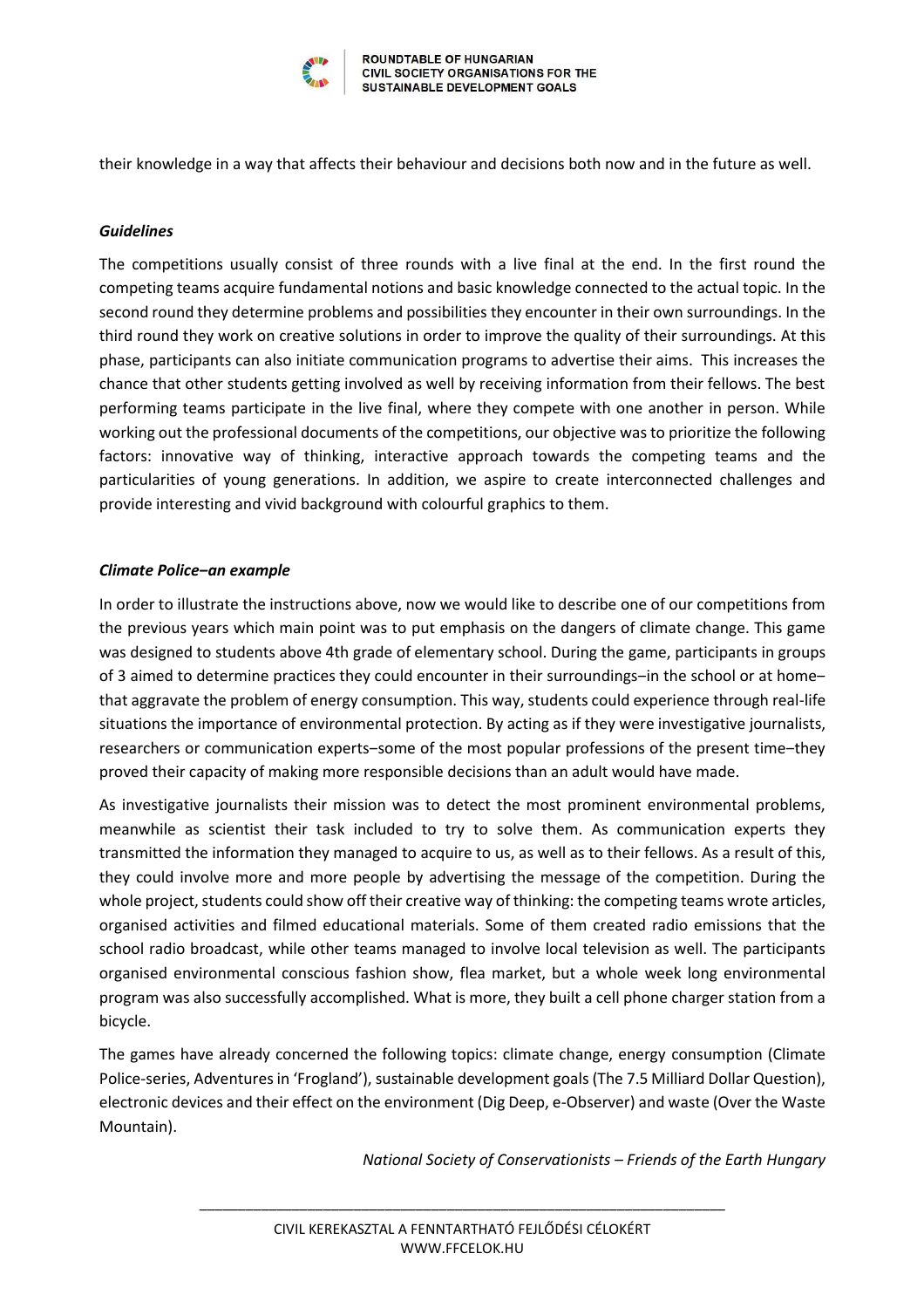their knowledge in a way that affects their behaviour and decisions both now and in the future as well.

***Guidelines***

The competitions usually consist of three rounds with a live final at the end. In the first round the competing teams acquire fundamental notions and basic knowledge connected to the actual topic. In the second round they determine problems and possibilities they encounter in their own surroundings. In the third round they work on creative solutions in order to improve the quality of their surroundings. At this phase, participants can also initiate communication programs to advertise their aims. This increases the chance that other students getting involved as well by receiving information from their fellows. The best performing teams participate in the live final, where they compete with one another in person. While working out the professional documents of the competitions, our objective was to prioritize the following factors: innovative way of thinking, interactive approach towards the competing teams and the particularities of young generations. In addition, we aspire to create interconnected challenges and provide interesting and vivid background with colourful graphics to them.

***Climate Police–an example***

In order to illustrate the instructions above, now we would like to describe one of our competitions from the previous years which main point was to put emphasis on the dangers of climate change. This game was designed to students above 4th grade of elementary school. During the game, participants in groups of 3 aimed to determine practices they could encounter in their surroundings–in the school or at home–that aggravate the problem of energy consumption. This way, students could experience through real-life situations the importance of environmental protection. By acting as if they were investigative journalists, researchers or communication experts–some of the most popular professions of the present time–they proved their capacity of making more responsible decisions than an adult would have made.

As investigative journalists their mission was to detect the most prominent environmental problems, meanwhile as scientist their task included to try to solve them. As communication experts they transmitted the information they managed to acquire to us, as well as to their fellows. As a result of this, they could involve more and more people by advertising the message of the competition. During the whole project, students could show off their creative way of thinking: the competing teams wrote articles, organised activities and filmed educational materials. Some of them created radio emissions that the school radio broadcast, while other teams managed to involve local television as well. The participants organised environmental conscious fashion show, flea market, but a whole week long environmental program was also successfully accomplished. What is more, they built a cell phone charger station from a bicycle.

The games have already concerned the following topics: climate change, energy consumption (Climate Police-series, Adventures in 'Frogland'), sustainable development goals (The 7.5 Milliard Dollar Question), electronic devices and their effect on the environment (Dig Deep, e-Observer) and waste (Over the Waste Mountain).

*National Society of Conservationists – Friends of the Earth Hungary*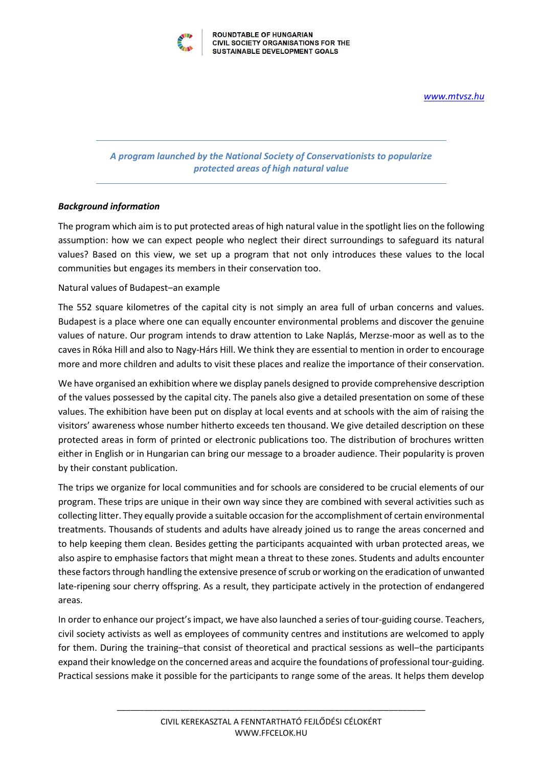*A program launched by the National Society of Conservationists to popularize protected areas of high natural value*

***Background information***

The program which aim is to put protected areas of high natural value in the spotlight lies on the following assumption: how we can expect people who neglect their direct surroundings to safeguard its natural values? Based on this view, we set up a program that not only introduces these values to the local communities but engages its members in their conservation too.

Natural values of Budapest–an example

The 552 square kilometres of the capital city is not simply an area full of urban concerns and values. Budapest is a place where one can equally encounter environmental problems and discover the genuine values of nature. Our program intends to draw attention to Lake Naplás, Merzse-moor as well as to the caves in Róka Hill and also to Nagy-Hárs Hill. We think they are essential to mention in order to encourage more and more children and adults to visit these places and realize the importance of their conservation.

We have organised an exhibition where we display panels designed to provide comprehensive description of the values possessed by the capital city. The panels also give a detailed presentation on some of these values. The exhibition have been put on display at local events and at schools with the aim of raising the visitors' awareness whose number hitherto exceeds ten thousand. We give detailed description on these protected areas in form of printed or electronic publications too. The distribution of brochures written either in English or in Hungarian can bring our message to a broader audience. Their popularity is proven by their constant publication.

The trips we organize for local communities and for schools are considered to be crucial elements of our program. These trips are unique in their own way since they are combined with several activities such as collecting litter. They equally provide a suitable occasion for the accomplishment of certain environmental treatments. Thousands of students and adults have already joined us to range the areas concerned and to help keeping them clean. Besides getting the participants acquainted with urban protected areas, we also aspire to emphasise factors that might mean a threat to these zones. Students and adults encounter these factors through handling the extensive presence of scrub or working on the eradication of unwanted late-ripening sour cherry offspring. As a result, they participate actively in the protection of endangered areas.

In order to enhance our project's impact, we have also launched a series of tour-guiding course. Teachers, civil society activists as well as employees of community centres and institutions are welcomed to apply for them. During the training–that consist of theoretical and practical sessions as well–the participants expand their knowledge on the concerned areas and acquire the foundations of professional tour-guiding. Practical sessions make it possible for the participants to range some of the areas. It helps them develop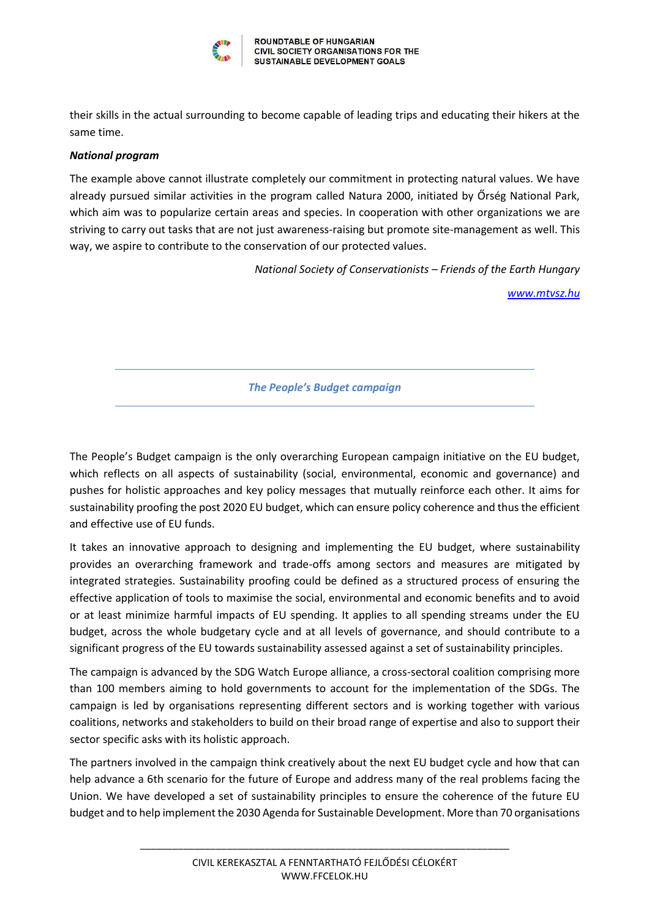their skills in the actual surrounding to become capable of leading trips and educating their hikers at the same time.

***National program***

The example above cannot illustrate completely our commitment in protecting natural values. We have already pursued similar activities in the program called Natura 2000, initiated by Őrség National Park, which aim was to popularize certain areas and species. In cooperation with other organizations we are striving to carry out tasks that are not just awareness-raising but promote site-management as well. This way, we aspire to contribute to the conservation of our protected values.

*National Society of Conservationists – Friends of the Earth Hungary*

www.mtvsz.hu

---

## *The People's Budget campaign*

---

The People's Budget campaign is the only overarching European campaign initiative on the EU budget, which reflects on all aspects of sustainability (social, environmental, economic and governance) and pushes for holistic approaches and key policy messages that mutually reinforce each other. It aims for sustainability proofing the post 2020 EU budget, which can ensure policy coherence and thus the efficient and effective use of EU funds.

It takes an innovative approach to designing and implementing the EU budget, where sustainability provides an overarching framework and trade-offs among sectors and measures are mitigated by integrated strategies. Sustainability proofing could be defined as a structured process of ensuring the effective application of tools to maximise the social, environmental and economic benefits and to avoid or at least minimize harmful impacts of EU spending. It applies to all spending streams under the EU budget, across the whole budgetary cycle and at all levels of governance, and should contribute to a significant progress of the EU towards sustainability assessed against a set of sustainability principles.

The campaign is advanced by the SDG Watch Europe alliance, a cross-sectoral coalition comprising more than 100 members aiming to hold governments to account for the implementation of the SDGs. The campaign is led by organisations representing different sectors and is working together with various coalitions, networks and stakeholders to build on their broad range of expertise and also to support their sector specific asks with its holistic approach.

The partners involved in the campaign think creatively about the next EU budget cycle and how that can help advance a 6th scenario for the future of Europe and address many of the real problems facing the Union. We have developed a set of sustainability principles to ensure the coherence of the future EU budget and to help implement the 2030 Agenda for Sustainable Development. More than 70 organisations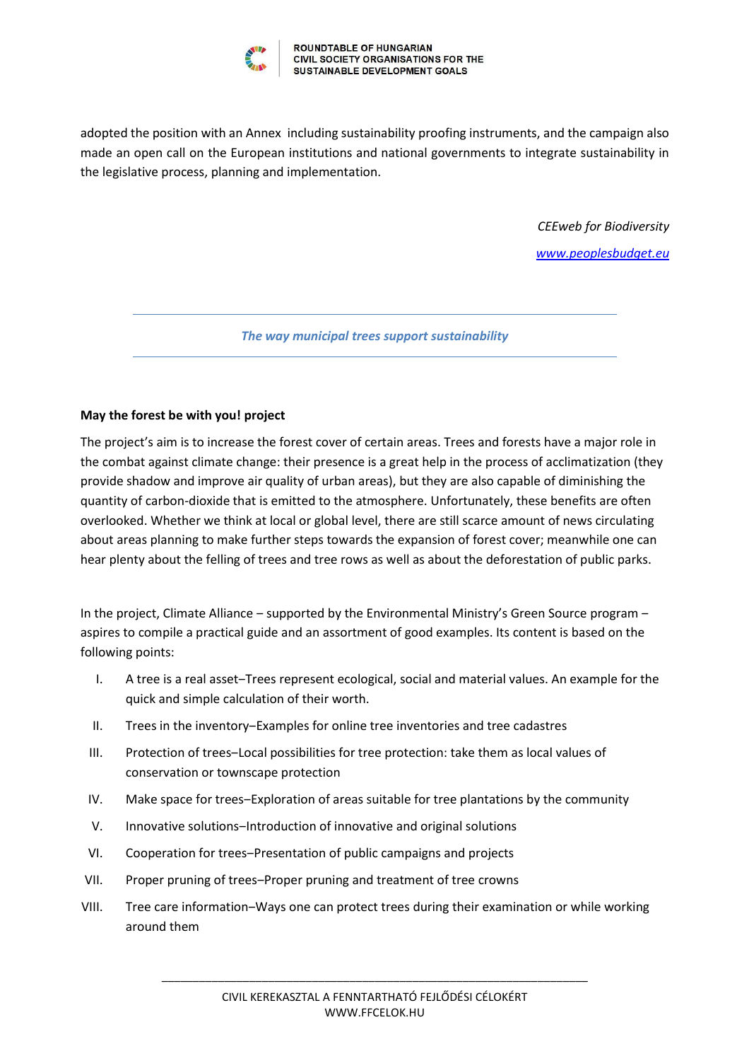adopted the position with an Annex including sustainability proofing instruments, and the campaign also made an open call on the European institutions and national governments to integrate sustainability in the legislative process, planning and implementation.

*CEEweb for Biodiversity*

*www.peoplesbudget.eu*

---

***The way municipal trees support sustainability***

---

**May the forest be with you! project**

The project's aim is to increase the forest cover of certain areas. Trees and forests have a major role in the combat against climate change: their presence is a great help in the process of acclimatization (they provide shadow and improve air quality of urban areas), but they are also capable of diminishing the quantity of carbon-dioxide that is emitted to the atmosphere. Unfortunately, these benefits are often overlooked. Whether we think at local or global level, there are still scarce amount of news circulating about areas planning to make further steps towards the expansion of forest cover; meanwhile one can hear plenty about the felling of trees and tree rows as well as about the deforestation of public parks.

In the project, Climate Alliance – supported by the Environmental Ministry's Green Source program – aspires to compile a practical guide and an assortment of good examples. Its content is based on the following points:

I. A tree is a real asset–Trees represent ecological, social and material values. An example for the quick and simple calculation of their worth.

II. Trees in the inventory–Examples for online tree inventories and tree cadastres

III. Protection of trees–Local possibilities for tree protection: take them as local values of conservation or townscape protection

IV. Make space for trees–Exploration of areas suitable for tree plantations by the community

V. Innovative solutions–Introduction of innovative and original solutions

VI. Cooperation for trees–Presentation of public campaigns and projects

VII. Proper pruning of trees–Proper pruning and treatment of tree crowns

VIII. Tree care information–Ways one can protect trees during their examination or while working around them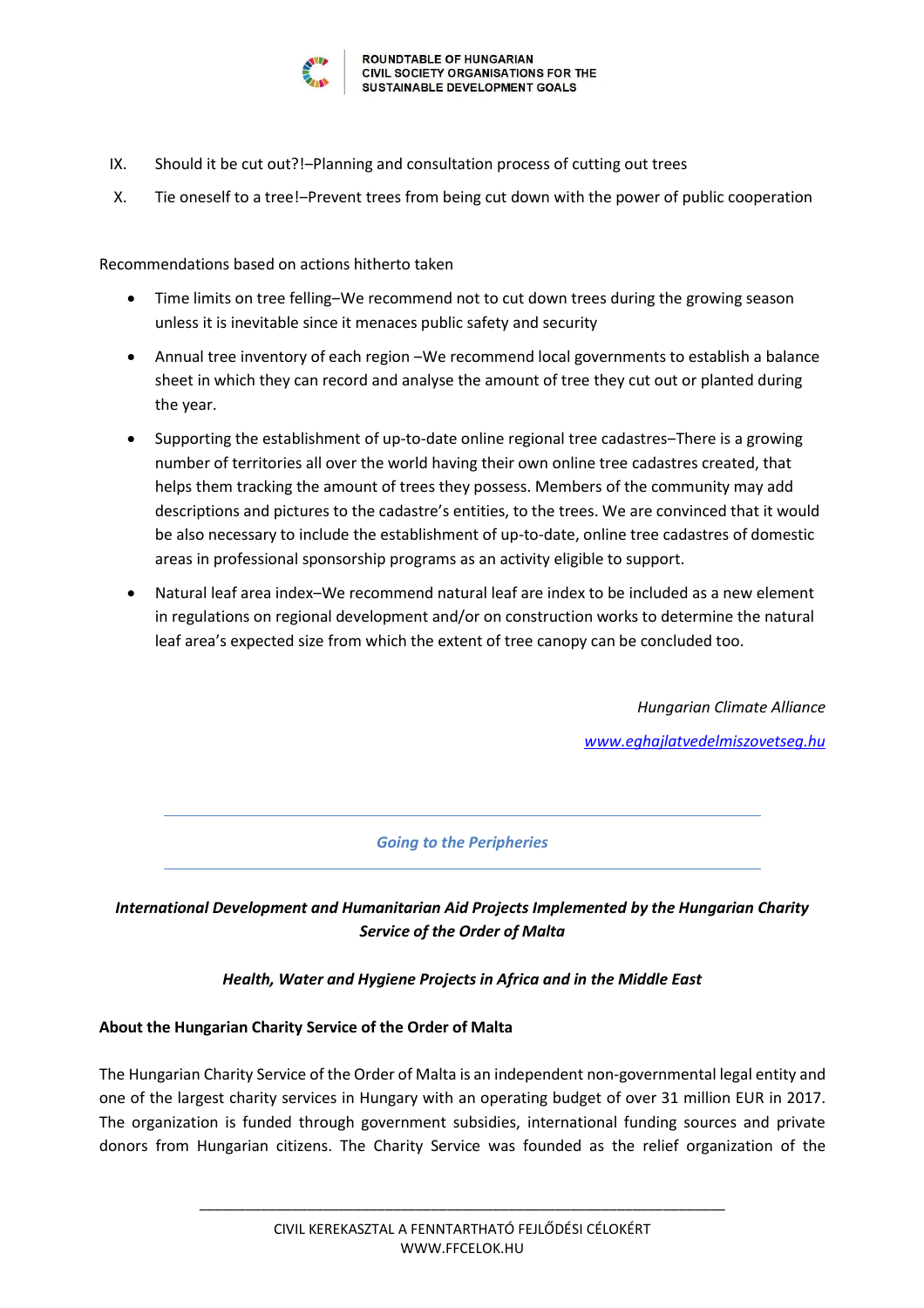IX. Should it be cut out?!–Planning and consultation process of cutting out trees

X. Tie oneself to a tree!–Prevent trees from being cut down with the power of public cooperation

Recommendations based on actions hitherto taken

- Time limits on tree felling–We recommend not to cut down trees during the growing season unless it is inevitable since it menaces public safety and security
- Annual tree inventory of each region –We recommend local governments to establish a balance sheet in which they can record and analyse the amount of tree they cut out or planted during the year.
- Supporting the establishment of up-to-date online regional tree cadastres–There is a growing number of territories all over the world having their own online tree cadastres created, that helps them tracking the amount of trees they possess. Members of the community may add descriptions and pictures to the cadastre's entities, to the trees. We are convinced that it would be also necessary to include the establishment of up-to-date, online tree cadastres of domestic areas in professional sponsorship programs as an activity eligible to support.
- Natural leaf area index–We recommend natural leaf are index to be included as a new element in regulations on regional development and/or on construction works to determine the natural leaf area's expected size from which the extent of tree canopy can be concluded too.

*Hungarian Climate Alliance*

*www.eghajlatvedelmiszovetseg.hu*

---

*Going to the Peripheries*

---

***International Development and Humanitarian Aid Projects Implemented by the Hungarian Charity Service of the Order of Malta***

***Health, Water and Hygiene Projects in Africa and in the Middle East***

**About the Hungarian Charity Service of the Order of Malta**

The Hungarian Charity Service of the Order of Malta is an independent non-governmental legal entity and one of the largest charity services in Hungary with an operating budget of over 31 million EUR in 2017. The organization is funded through government subsidies, international funding sources and private donors from Hungarian citizens. The Charity Service was founded as the relief organization of the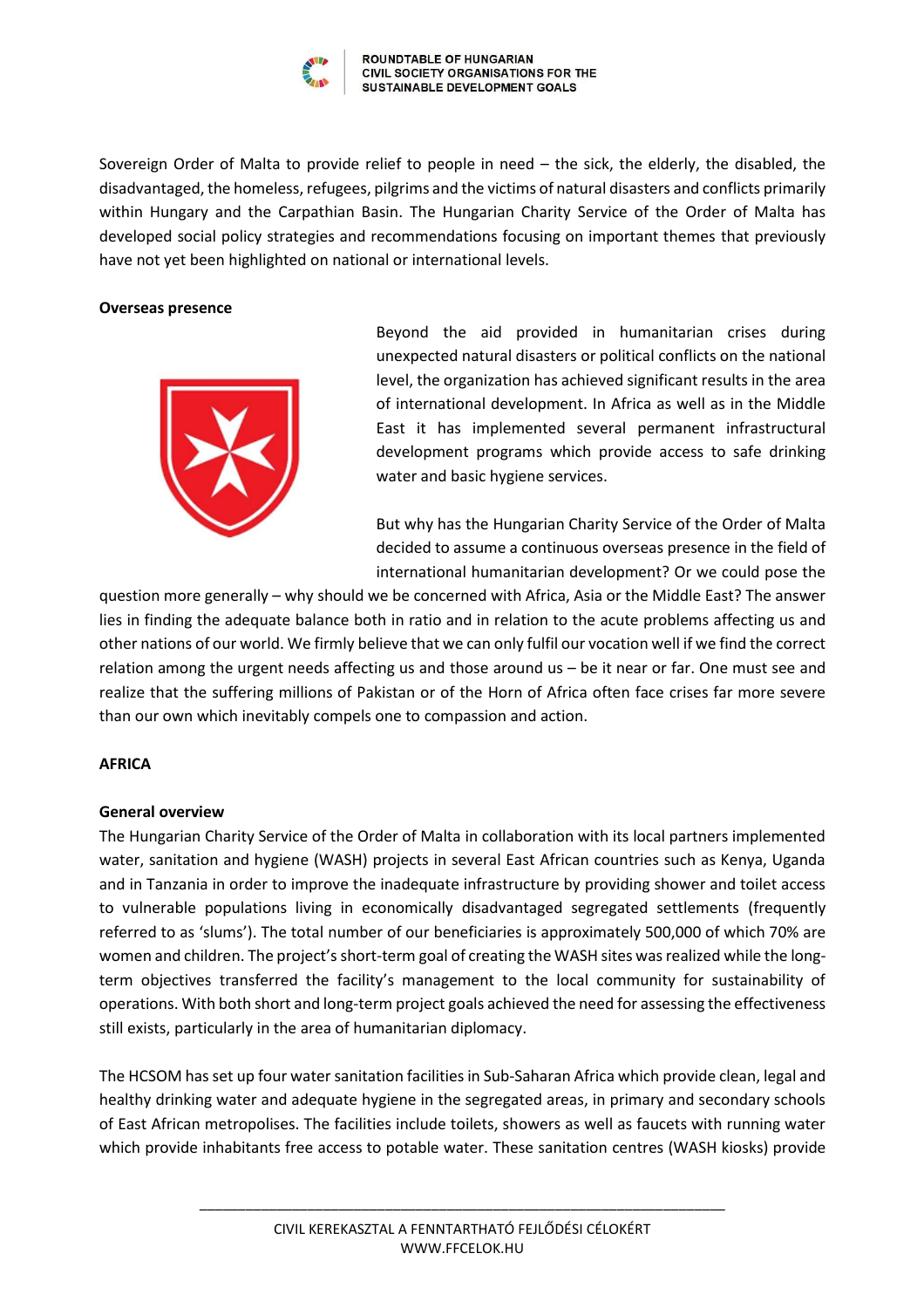Sovereign Order of Malta to provide relief to people in need – the sick, the elderly, the disabled, the disadvantaged, the homeless, refugees, pilgrims and the victims of natural disasters and conflicts primarily within Hungary and the Carpathian Basin. The Hungarian Charity Service of the Order of Malta has developed social policy strategies and recommendations focusing on important themes that previously have not yet been highlighted on national or international levels.

**Overseas presence**

Beyond the aid provided in humanitarian crises during unexpected natural disasters or political conflicts on the national level, the organization has achieved significant results in the area of international development. In Africa as well as in the Middle East it has implemented several permanent infrastructural development programs which provide access to safe drinking water and basic hygiene services.

But why has the Hungarian Charity Service of the Order of Malta decided to assume a continuous overseas presence in the field of international humanitarian development? Or we could pose the question more generally – why should we be concerned with Africa, Asia or the Middle East? The answer lies in finding the adequate balance both in ratio and in relation to the acute problems affecting us and other nations of our world. We firmly believe that we can only fulfil our vocation well if we find the correct relation among the urgent needs affecting us and those around us – be it near or far. One must see and realize that the suffering millions of Pakistan or of the Horn of Africa often face crises far more severe than our own which inevitably compels one to compassion and action.

**AFRICA**

**General overview**

The Hungarian Charity Service of the Order of Malta in collaboration with its local partners implemented water, sanitation and hygiene (WASH) projects in several East African countries such as Kenya, Uganda and in Tanzania in order to improve the inadequate infrastructure by providing shower and toilet access to vulnerable populations living in economically disadvantaged segregated settlements (frequently referred to as 'slums'). The total number of our beneficiaries is approximately 500,000 of which 70% are women and children. The project's short-term goal of creating the WASH sites was realized while the long-term objectives transferred the facility's management to the local community for sustainability of operations. With both short and long-term project goals achieved the need for assessing the effectiveness still exists, particularly in the area of humanitarian diplomacy.

The HCSOM has set up four water sanitation facilities in Sub-Saharan Africa which provide clean, legal and healthy drinking water and adequate hygiene in the segregated areas, in primary and secondary schools of East African metropolises. The facilities include toilets, showers as well as faucets with running water which provide inhabitants free access to potable water. These sanitation centres (WASH kiosks) provide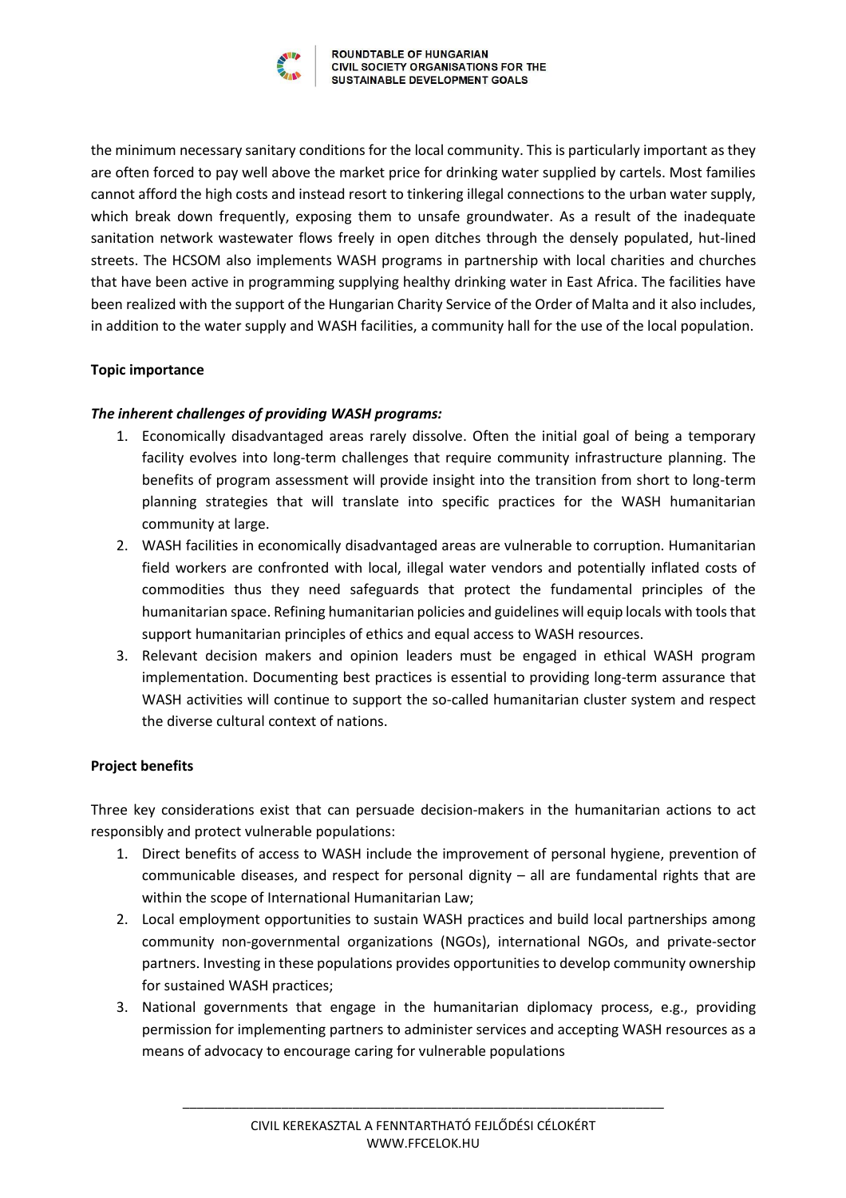the minimum necessary sanitary conditions for the local community. This is particularly important as they are often forced to pay well above the market price for drinking water supplied by cartels. Most families cannot afford the high costs and instead resort to tinkering illegal connections to the urban water supply, which break down frequently, exposing them to unsafe groundwater. As a result of the inadequate sanitation network wastewater flows freely in open ditches through the densely populated, hut-lined streets. The HCSOM also implements WASH programs in partnership with local charities and churches that have been active in programming supplying healthy drinking water in East Africa. The facilities have been realized with the support of the Hungarian Charity Service of the Order of Malta and it also includes, in addition to the water supply and WASH facilities, a community hall for the use of the local population.

**Topic importance**

***The inherent challenges of providing WASH programs:***

1. Economically disadvantaged areas rarely dissolve. Often the initial goal of being a temporary facility evolves into long-term challenges that require community infrastructure planning. The benefits of program assessment will provide insight into the transition from short to long-term planning strategies that will translate into specific practices for the WASH humanitarian community at large.
2. WASH facilities in economically disadvantaged areas are vulnerable to corruption. Humanitarian field workers are confronted with local, illegal water vendors and potentially inflated costs of commodities thus they need safeguards that protect the fundamental principles of the humanitarian space. Refining humanitarian policies and guidelines will equip locals with tools that support humanitarian principles of ethics and equal access to WASH resources.
3. Relevant decision makers and opinion leaders must be engaged in ethical WASH program implementation. Documenting best practices is essential to providing long-term assurance that WASH activities will continue to support the so-called humanitarian cluster system and respect the diverse cultural context of nations.

**Project benefits**

Three key considerations exist that can persuade decision-makers in the humanitarian actions to act responsibly and protect vulnerable populations:

1. Direct benefits of access to WASH include the improvement of personal hygiene, prevention of communicable diseases, and respect for personal dignity – all are fundamental rights that are within the scope of International Humanitarian Law;
2. Local employment opportunities to sustain WASH practices and build local partnerships among community non-governmental organizations (NGOs), international NGOs, and private-sector partners. Investing in these populations provides opportunities to develop community ownership for sustained WASH practices;
3. National governments that engage in the humanitarian diplomacy process, e.g., providing permission for implementing partners to administer services and accepting WASH resources as a means of advocacy to encourage caring for vulnerable populations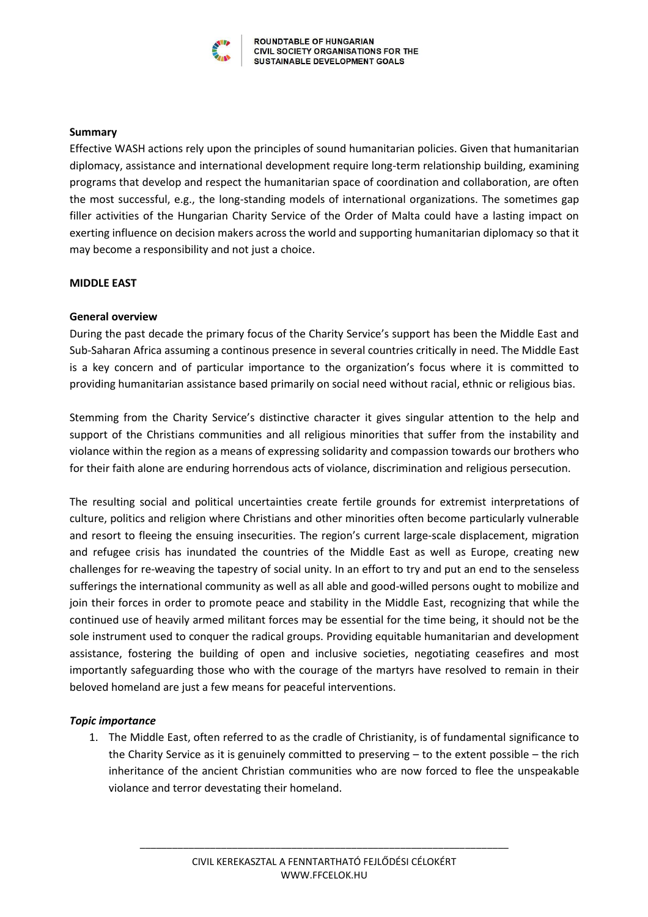**Summary**

Effective WASH actions rely upon the principles of sound humanitarian policies. Given that humanitarian diplomacy, assistance and international development require long-term relationship building, examining programs that develop and respect the humanitarian space of coordination and collaboration, are often the most successful, e.g., the long-standing models of international organizations. The sometimes gap filler activities of the Hungarian Charity Service of the Order of Malta could have a lasting impact on exerting influence on decision makers across the world and supporting humanitarian diplomacy so that it may become a responsibility and not just a choice.

**MIDDLE EAST**

**General overview**

During the past decade the primary focus of the Charity Service's support has been the Middle East and Sub-Saharan Africa assuming a continous presence in several countries critically in need. The Middle East is a key concern and of particular importance to the organization's focus where it is committed to providing humanitarian assistance based primarily on social need without racial, ethnic or religious bias.

Stemming from the Charity Service's distinctive character it gives singular attention to the help and support of the Christians communities and all religious minorities that suffer from the instability and violance within the region as a means of expressing solidarity and compassion towards our brothers who for their faith alone are enduring horrendous acts of violance, discrimination and religious persecution.

The resulting social and political uncertainties create fertile grounds for extremist interpretations of culture, politics and religion where Christians and other minorities often become particularly vulnerable and resort to fleeing the ensuing insecurities. The region's current large-scale displacement, migration and refugee crisis has inundated the countries of the Middle East as well as Europe, creating new challenges for re-weaving the tapestry of social unity. In an effort to try and put an end to the senseless sufferings the international community as well as all able and good-willed persons ought to mobilize and join their forces in order to promote peace and stability in the Middle East, recognizing that while the continued use of heavily armed militant forces may be essential for the time being, it should not be the sole instrument used to conquer the radical groups. Providing equitable humanitarian and development assistance, fostering the building of open and inclusive societies, negotiating ceasefires and most importantly safeguarding those who with the courage of the martyrs have resolved to remain in their beloved homeland are just a few means for peaceful interventions.

***Topic importance***

1. The Middle East, often referred to as the cradle of Christianity, is of fundamental significance to the Charity Service as it is genuinely committed to preserving – to the extent possible – the rich inheritance of the ancient Christian communities who are now forced to flee the unspeakable violance and terror devestating their homeland.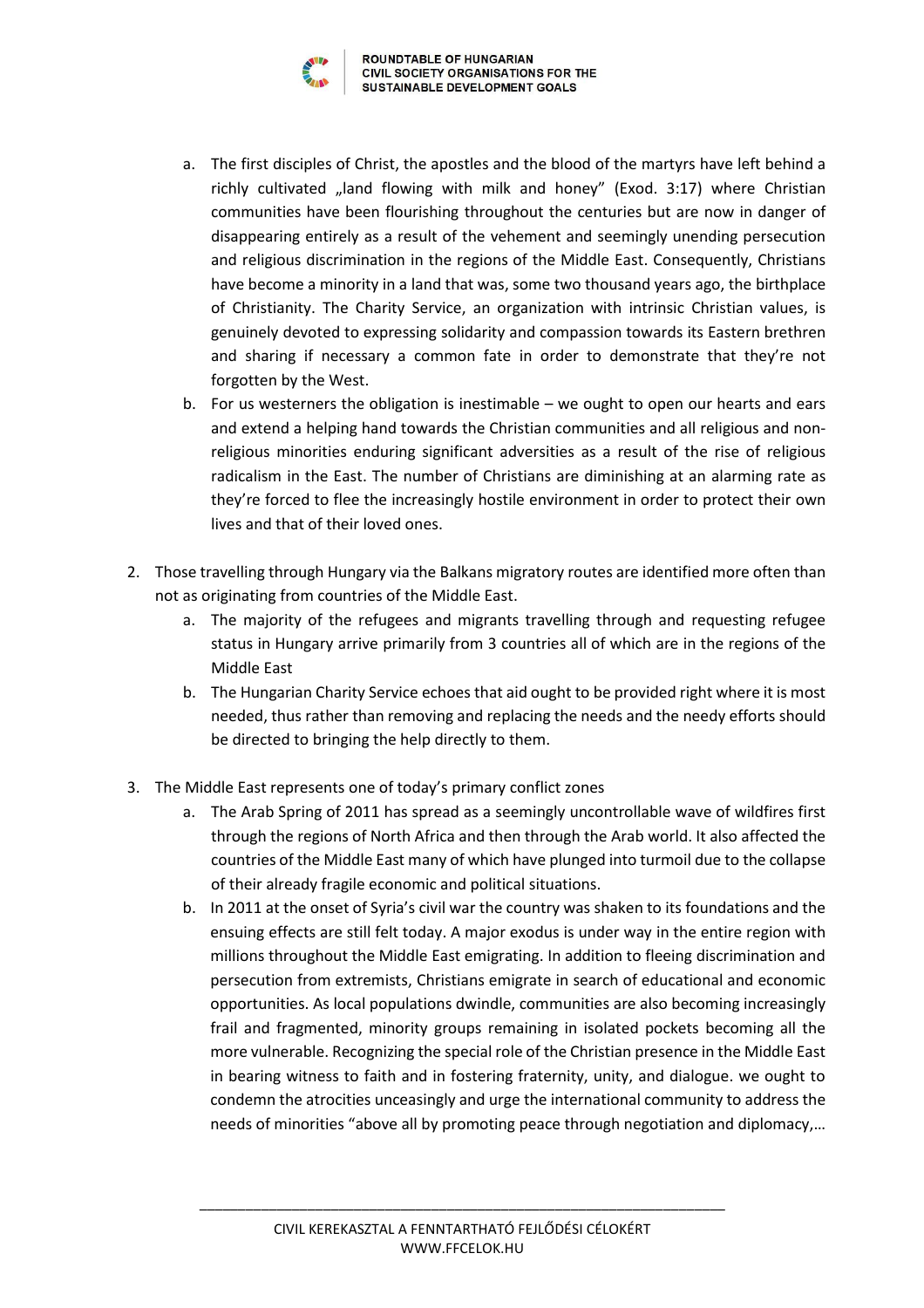a. The first disciples of Christ, the apostles and the blood of the martyrs have left behind a richly cultivated „land flowing with milk and honey" (Exod. 3:17) where Christian communities have been flourishing throughout the centuries but are now in danger of disappearing entirely as a result of the vehement and seemingly unending persecution and religious discrimination in the regions of the Middle East. Consequently, Christians have become a minority in a land that was, some two thousand years ago, the birthplace of Christianity. The Charity Service, an organization with intrinsic Christian values, is genuinely devoted to expressing solidarity and compassion towards its Eastern brethren and sharing if necessary a common fate in order to demonstrate that they're not forgotten by the West.
   b. For us westerners the obligation is inestimable – we ought to open our hearts and ears and extend a helping hand towards the Christian communities and all religious and non-religious minorities enduring significant adversities as a result of the rise of religious radicalism in the East. The number of Christians are diminishing at an alarming rate as they're forced to flee the increasingly hostile environment in order to protect their own lives and that of their loved ones.

2. Those travelling through Hungary via the Balkans migratory routes are identified more often than not as originating from countries of the Middle East.
   a. The majority of the refugees and migrants travelling through and requesting refugee status in Hungary arrive primarily from 3 countries all of which are in the regions of the Middle East
   b. The Hungarian Charity Service echoes that aid ought to be provided right where it is most needed, thus rather than removing and replacing the needs and the needy efforts should be directed to bringing the help directly to them.

3. The Middle East represents one of today's primary conflict zones
   a. The Arab Spring of 2011 has spread as a seemingly uncontrollable wave of wildfires first through the regions of North Africa and then through the Arab world. It also affected the countries of the Middle East many of which have plunged into turmoil due to the collapse of their already fragile economic and political situations.
   b. In 2011 at the onset of Syria's civil war the country was shaken to its foundations and the ensuing effects are still felt today. A major exodus is under way in the entire region with millions throughout the Middle East emigrating. In addition to fleeing discrimination and persecution from extremists, Christians emigrate in search of educational and economic opportunities. As local populations dwindle, communities are also becoming increasingly frail and fragmented, minority groups remaining in isolated pockets becoming all the more vulnerable. Recognizing the special role of the Christian presence in the Middle East in bearing witness to faith and in fostering fraternity, unity, and dialogue. we ought to condemn the atrocities unceasingly and urge the international community to address the needs of minorities "above all by promoting peace through negotiation and diplomacy,…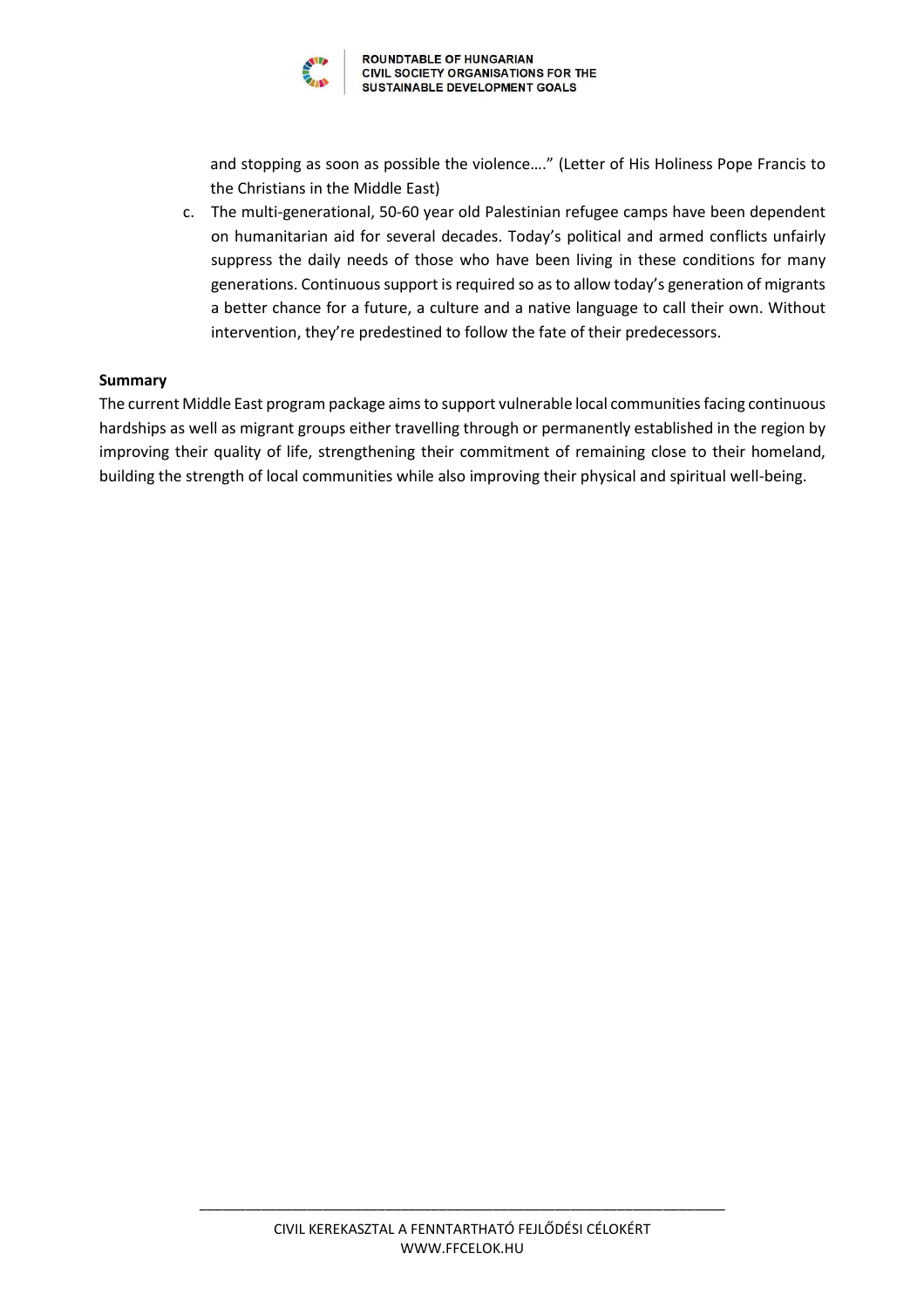and stopping as soon as possible the violence…." (Letter of His Holiness Pope Francis to the Christians in the Middle East)

c. The multi-generational, 50-60 year old Palestinian refugee camps have been dependent on humanitarian aid for several decades. Today's political and armed conflicts unfairly suppress the daily needs of those who have been living in these conditions for many generations. Continuous support is required so as to allow today's generation of migrants a better chance for a future, a culture and a native language to call their own. Without intervention, they're predestined to follow the fate of their predecessors.

**Summary**

The current Middle East program package aims to support vulnerable local communities facing continuous hardships as well as migrant groups either travelling through or permanently established in the region by improving their quality of life, strengthening their commitment of remaining close to their homeland, building the strength of local communities while also improving their physical and spiritual well-being.